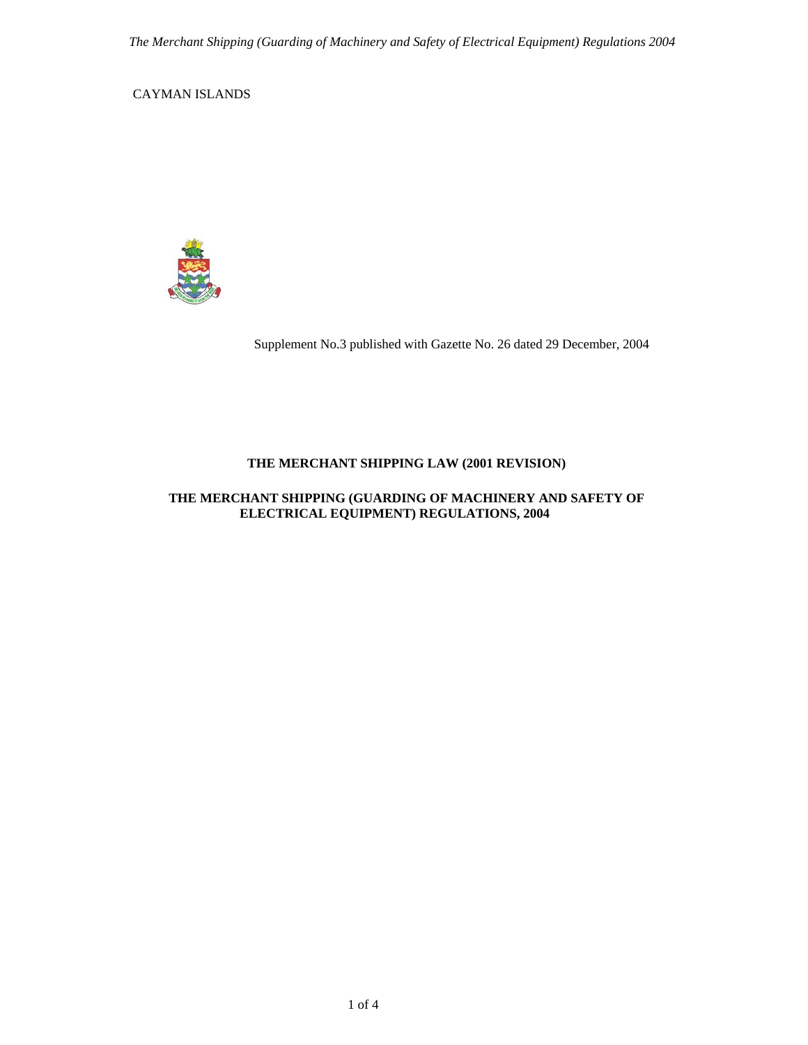CAYMAN ISLANDS

Supplement No.3 published with Gazette No. 26 dated 29 December, 2004

**THE MERCHANT SHIPPING LAW (2001 REVISION)**

**THE MERCHANT SHIPPING (GUARDING OF MACHINERY AND SAFETY OF ELECTRICAL EQUIPMENT) REGULATIONS, 2004**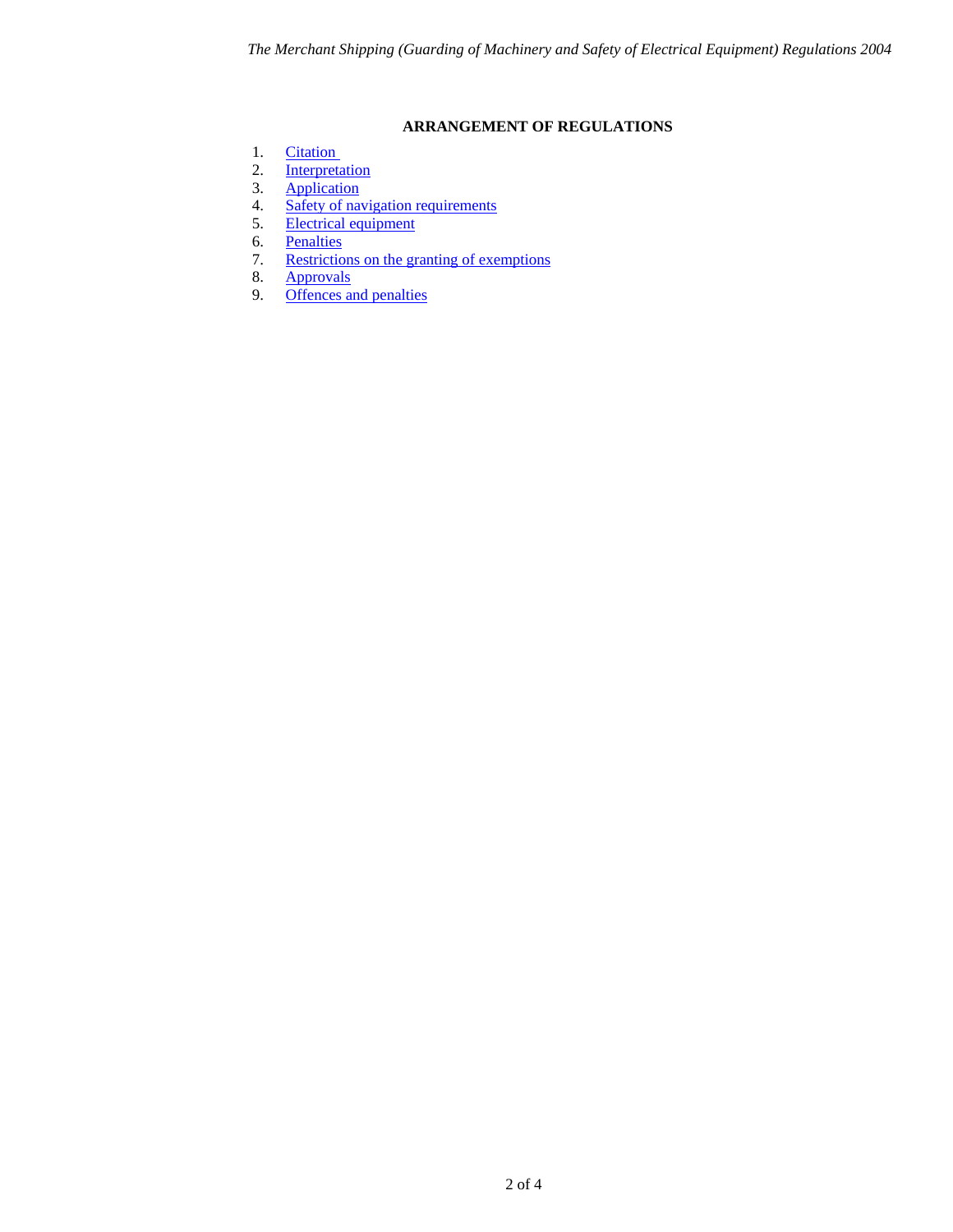**ARRANGEMENT OF REGULATIONS**

1. Citation
2. Interpretation
3. Application
4. Safety of navigation requirements
5. Electrical equipment
6. Penalties
7. Restrictions on the granting of exemptions
8. Approvals
9. Offences and penalties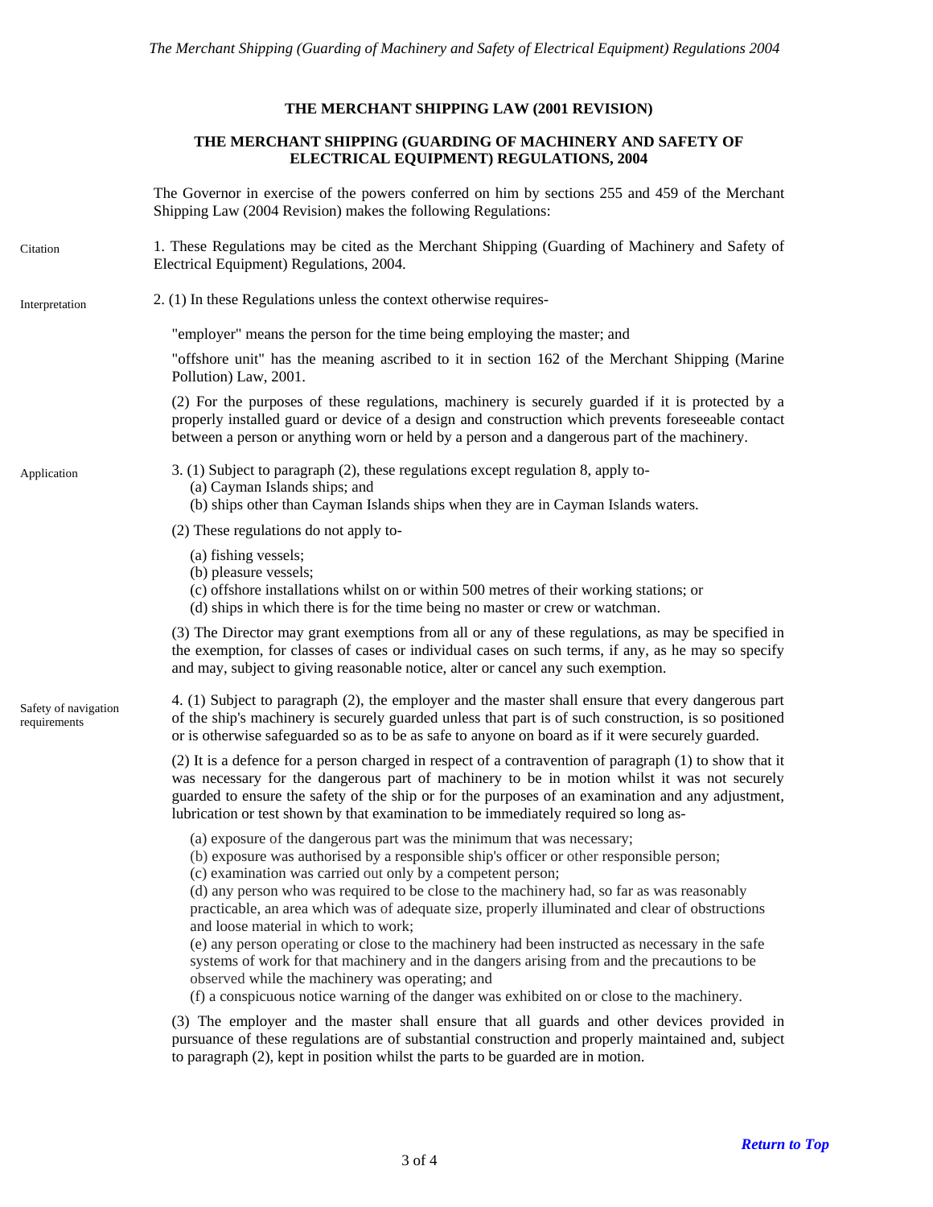## THE MERCHANT SHIPPING LAW (2001 REVISION)

## THE MERCHANT SHIPPING (GUARDING OF MACHINERY AND SAFETY OF ELECTRICAL EQUIPMENT) REGULATIONS, 2004

The Governor in exercise of the powers conferred on him by sections 255 and 459 of the Merchant Shipping Law (2004 Revision) makes the following Regulations:

Citation

1. These Regulations may be cited as the Merchant Shipping (Guarding of Machinery and Safety of Electrical Equipment) Regulations, 2004.

Interpretation

2. (1) In these Regulations unless the context otherwise requires-

"employer" means the person for the time being employing the master; and

"offshore unit" has the meaning ascribed to it in section 162 of the Merchant Shipping (Marine Pollution) Law, 2001.

(2) For the purposes of these regulations, machinery is securely guarded if it is protected by a properly installed guard or device of a design and construction which prevents foreseeable contact between a person or anything worn or held by a person and a dangerous part of the machinery.

Application

3. (1) Subject to paragraph (2), these regulations except regulation 8, apply to-

(a) Cayman Islands ships; and
(b) ships other than Cayman Islands ships when they are in Cayman Islands waters.

(2) These regulations do not apply to-

(a) fishing vessels;
(b) pleasure vessels;
(c) offshore installations whilst on or within 500 metres of their working stations; or
(d) ships in which there is for the time being no master or crew or watchman.

(3) The Director may grant exemptions from all or any of these regulations, as may be specified in the exemption, for classes of cases or individual cases on such terms, if any, as he may so specify and may, subject to giving reasonable notice, alter or cancel any such exemption.

Safety of navigation requirements

4. (1) Subject to paragraph (2), the employer and the master shall ensure that every dangerous part of the ship's machinery is securely guarded unless that part is of such construction, is so positioned or is otherwise safeguarded so as to be as safe to anyone on board as if it were securely guarded.

(2) It is a defence for a person charged in respect of a contravention of paragraph (1) to show that it was necessary for the dangerous part of machinery to be in motion whilst it was not securely guarded to ensure the safety of the ship or for the purposes of an examination and any adjustment, lubrication or test shown by that examination to be immediately required so long as-

(a) exposure of the dangerous part was the minimum that was necessary;
(b) exposure was authorised by a responsible ship's officer or other responsible person;
(c) examination was carried out only by a competent person;
(d) any person who was required to be close to the machinery had, so far as was reasonably practicable, an area which was of adequate size, properly illuminated and clear of obstructions and loose material in which to work;
(e) any person operating or close to the machinery had been instructed as necessary in the safe systems of work for that machinery and in the dangers arising from and the precautions to be observed while the machinery was operating; and
(f) a conspicuous notice warning of the danger was exhibited on or close to the machinery.

(3) The employer and the master shall ensure that all guards and other devices provided in pursuance of these regulations are of substantial construction and properly maintained and, subject to paragraph (2), kept in position whilst the parts to be guarded are in motion.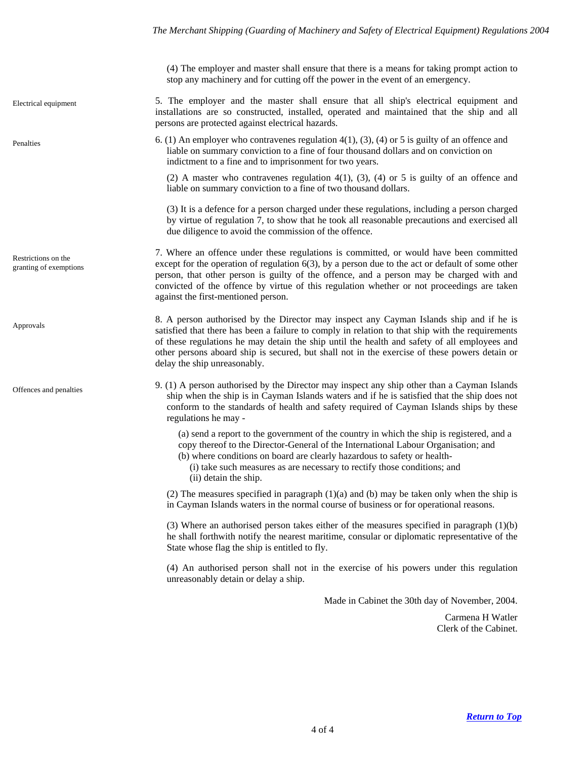(4) The employer and master shall ensure that there is a means for taking prompt action to stop any machinery and for cutting off the power in the event of an emergency.

Electrical equipment

5. The employer and the master shall ensure that all ship's electrical equipment and installations are so constructed, installed, operated and maintained that the ship and all persons are protected against electrical hazards.

Penalties

6. (1) An employer who contravenes regulation 4(1), (3), (4) or 5 is guilty of an offence and liable on summary conviction to a fine of four thousand dollars and on conviction on indictment to a fine and to imprisonment for two years.

(2) A master who contravenes regulation 4(1), (3), (4) or 5 is guilty of an offence and liable on summary conviction to a fine of two thousand dollars.

(3) It is a defence for a person charged under these regulations, including a person charged by virtue of regulation 7, to show that he took all reasonable precautions and exercised all due diligence to avoid the commission of the offence.

Restrictions on the granting of exemptions

7. Where an offence under these regulations is committed, or would have been committed except for the operation of regulation 6(3), by a person due to the act or default of some other person, that other person is guilty of the offence, and a person may be charged with and convicted of the offence by virtue of this regulation whether or not proceedings are taken against the first-mentioned person.

Approvals

8. A person authorised by the Director may inspect any Cayman Islands ship and if he is satisfied that there has been a failure to comply in relation to that ship with the requirements of these regulations he may detain the ship until the health and safety of all employees and other persons aboard ship is secured, but shall not in the exercise of these powers detain or delay the ship unreasonably.

Offences and penalties

9. (1) A person authorised by the Director may inspect any ship other than a Cayman Islands ship when the ship is in Cayman Islands waters and if he is satisfied that the ship does not conform to the standards of health and safety required of Cayman Islands ships by these regulations he may -

(a) send a report to the government of the country in which the ship is registered, and a copy thereof to the Director-General of the International Labour Organisation; and
(b) where conditions on board are clearly hazardous to safety or health-
(i) take such measures as are necessary to rectify those conditions; and
(ii) detain the ship.

(2) The measures specified in paragraph (1)(a) and (b) may be taken only when the ship is in Cayman Islands waters in the normal course of business or for operational reasons.

(3) Where an authorised person takes either of the measures specified in paragraph (1)(b) he shall forthwith notify the nearest maritime, consular or diplomatic representative of the State whose flag the ship is entitled to fly.

(4) An authorised person shall not in the exercise of his powers under this regulation unreasonably detain or delay a ship.

Made in Cabinet the 30th day of November, 2004.

Carmena H Watler
Clerk of the Cabinet.

*Return to Top*